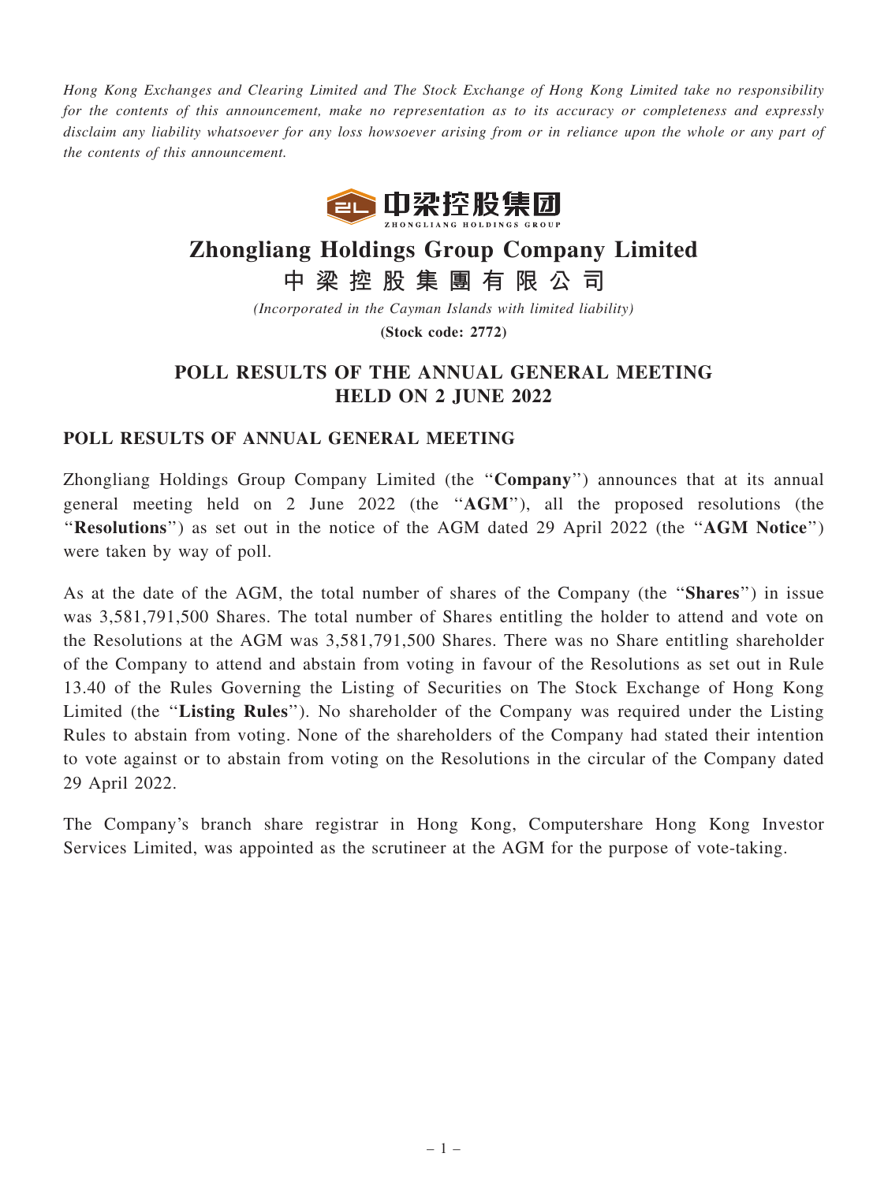*Hong Kong Exchanges and Clearing Limited and The Stock Exchange of Hong Kong Limited take no responsibility for the contents of this announcement, make no representation as to its accuracy or completeness and expressly disclaim any liability whatsoever for any loss howsoever arising from or in reliance upon the whole or any part of the contents of this announcement.*

# Zhongliang Holdings Group Company Limited

# 中 梁 控 股 集 團 有 限 公 司

*(Incorporated in the Cayman Islands with limited liability)*

**(Stock code: 2772)**

## POLL RESULTS OF THE ANNUAL GENERAL MEETING HELD ON 2 JUNE 2022

### POLL RESULTS OF ANNUAL GENERAL MEETING

Zhongliang Holdings Group Company Limited (the "**Company**") announces that at its annual general meeting held on 2 June 2022 (the "**AGM**"), all the proposed resolutions (the "**Resolutions**") as set out in the notice of the AGM dated 29 April 2022 (the "**AGM Notice**") were taken by way of poll.

As at the date of the AGM, the total number of shares of the Company (the "**Shares**") in issue was 3,581,791,500 Shares. The total number of Shares entitling the holder to attend and vote on the Resolutions at the AGM was 3,581,791,500 Shares. There was no Share entitling shareholder of the Company to attend and abstain from voting in favour of the Resolutions as set out in Rule 13.40 of the Rules Governing the Listing of Securities on The Stock Exchange of Hong Kong Limited (the "**Listing Rules**"). No shareholder of the Company was required under the Listing Rules to abstain from voting. None of the shareholders of the Company had stated their intention to vote against or to abstain from voting on the Resolutions in the circular of the Company dated 29 April 2022.

The Company's branch share registrar in Hong Kong, Computershare Hong Kong Investor Services Limited, was appointed as the scrutineer at the AGM for the purpose of vote-taking.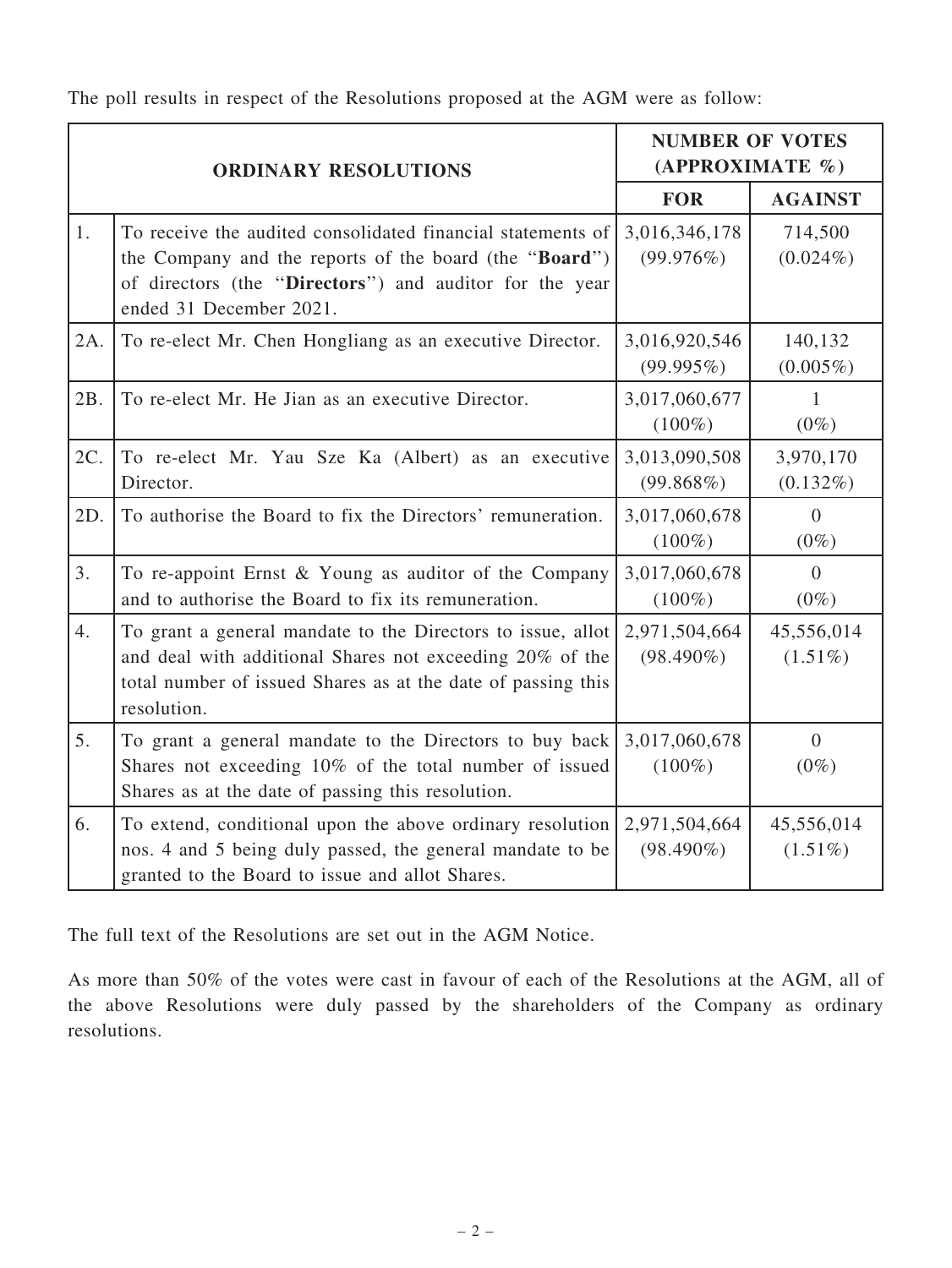The poll results in respect of the Resolutions proposed at the AGM were as follow:

| ORDINARY RESOLUTIONS | | NUMBER OF VOTES (APPROXIMATE %) | |
|---|---|---|---|
| | | **FOR** | **AGAINST** |
| 1. | To receive the audited consolidated financial statements of the Company and the reports of the board (the "**Board**") of directors (the "**Directors**") and auditor for the year ended 31 December 2021. | 3,016,346,178 (99.976%) | 714,500 (0.024%) |
| 2A. | To re-elect Mr. Chen Hongliang as an executive Director. | 3,016,920,546 (99.995%) | 140,132 (0.005%) |
| 2B. | To re-elect Mr. He Jian as an executive Director. | 3,017,060,677 (100%) | 1 (0%) |
| 2C. | To re-elect Mr. Yau Sze Ka (Albert) as an executive Director. | 3,013,090,508 (99.868%) | 3,970,170 (0.132%) |
| 2D. | To authorise the Board to fix the Directors' remuneration. | 3,017,060,678 (100%) | 0 (0%) |
| 3. | To re-appoint Ernst & Young as auditor of the Company and to authorise the Board to fix its remuneration. | 3,017,060,678 (100%) | 0 (0%) |
| 4. | To grant a general mandate to the Directors to issue, allot and deal with additional Shares not exceeding 20% of the total number of issued Shares as at the date of passing this resolution. | 2,971,504,664 (98.490%) | 45,556,014 (1.51%) |
| 5. | To grant a general mandate to the Directors to buy back Shares not exceeding 10% of the total number of issued Shares as at the date of passing this resolution. | 3,017,060,678 (100%) | 0 (0%) |
| 6. | To extend, conditional upon the above ordinary resolution nos. 4 and 5 being duly passed, the general mandate to be granted to the Board to issue and allot Shares. | 2,971,504,664 (98.490%) | 45,556,014 (1.51%) |

The full text of the Resolutions are set out in the AGM Notice.

As more than 50% of the votes were cast in favour of each of the Resolutions at the AGM, all of the above Resolutions were duly passed by the shareholders of the Company as ordinary resolutions.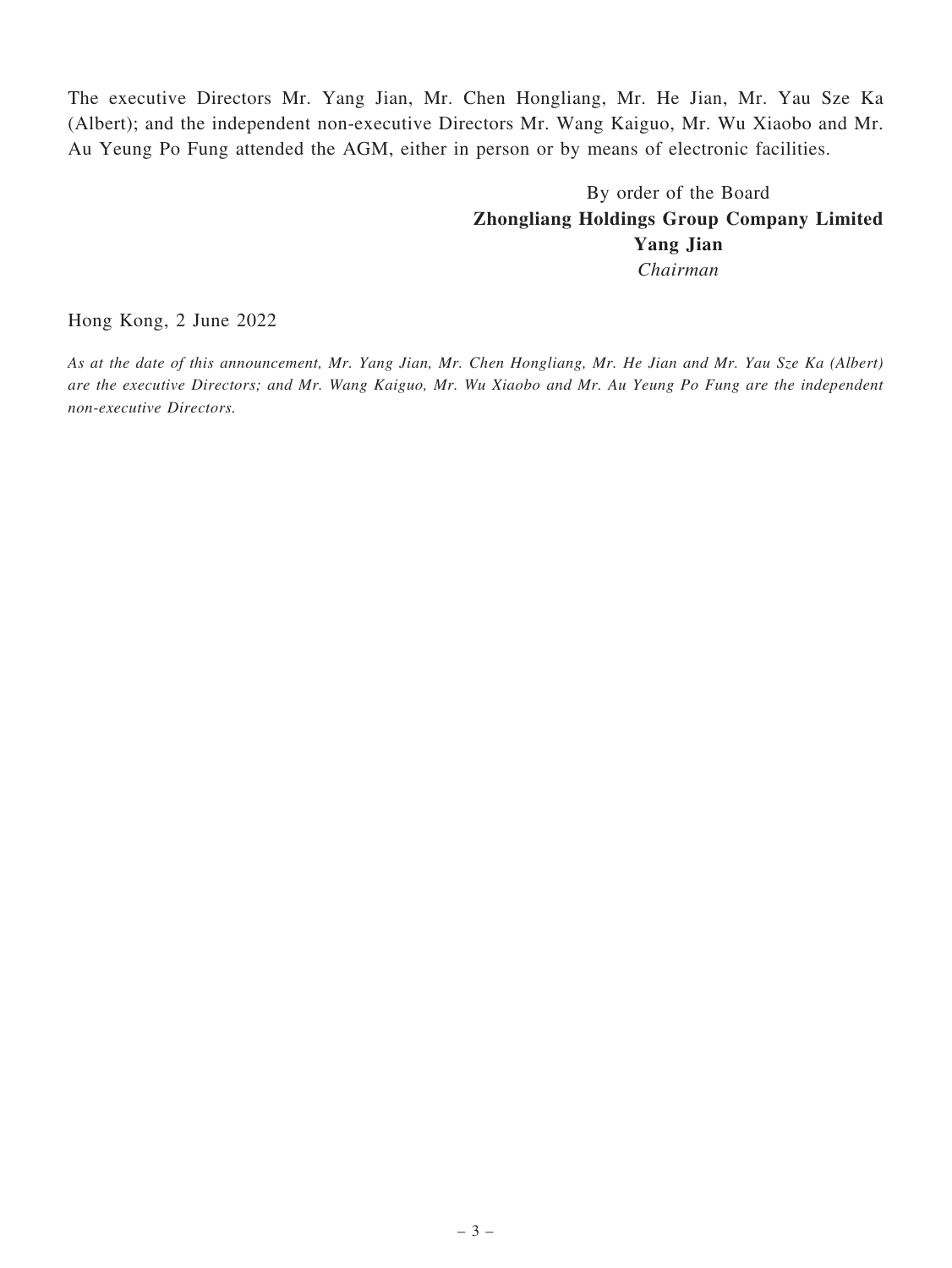The executive Directors Mr. Yang Jian, Mr. Chen Hongliang, Mr. He Jian, Mr. Yau Sze Ka (Albert); and the independent non-executive Directors Mr. Wang Kaiguo, Mr. Wu Xiaobo and Mr. Au Yeung Po Fung attended the AGM, either in person or by means of electronic facilities.

By order of the Board
**Zhongliang Holdings Group Company Limited**
**Yang Jian**
*Chairman*

Hong Kong, 2 June 2022

*As at the date of this announcement, Mr. Yang Jian, Mr. Chen Hongliang, Mr. He Jian and Mr. Yau Sze Ka (Albert) are the executive Directors; and Mr. Wang Kaiguo, Mr. Wu Xiaobo and Mr. Au Yeung Po Fung are the independent non-executive Directors.*